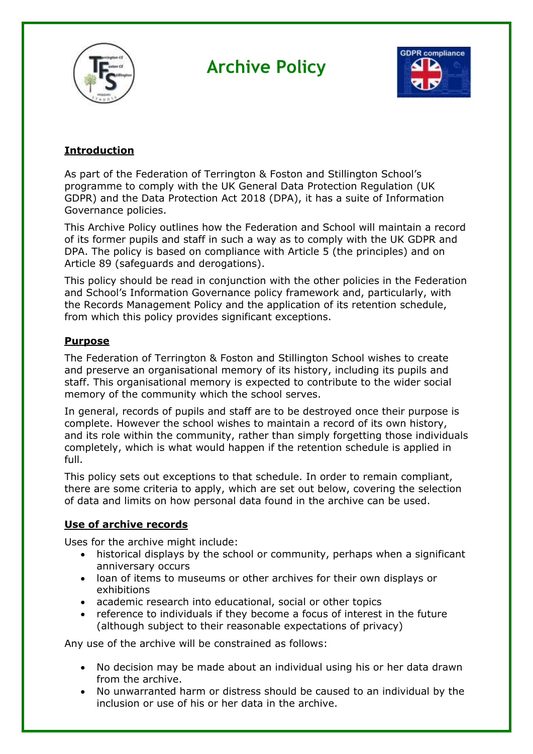# Archive Policy

## Introduction

As part of the Federation of Terrington & Foston and Stillington School's programme to comply with the UK General Data Protection Regulation (UK GDPR) and the Data Protection Act 2018 (DPA), it has a suite of Information Governance policies.

This Archive Policy outlines how the Federation and School will maintain a record of its former pupils and staff in such a way as to comply with the UK GDPR and DPA. The policy is based on compliance with Article 5 (the principles) and on Article 89 (safeguards and derogations).

This policy should be read in conjunction with the other policies in the Federation and School's Information Governance policy framework and, particularly, with the Records Management Policy and the application of its retention schedule, from which this policy provides significant exceptions.

## Purpose

The Federation of Terrington & Foston and Stillington School wishes to create and preserve an organisational memory of its history, including its pupils and staff. This organisational memory is expected to contribute to the wider social memory of the community which the school serves.

In general, records of pupils and staff are to be destroyed once their purpose is complete. However the school wishes to maintain a record of its own history, and its role within the community, rather than simply forgetting those individuals completely, which is what would happen if the retention schedule is applied in full.

This policy sets out exceptions to that schedule. In order to remain compliant, there are some criteria to apply, which are set out below, covering the selection of data and limits on how personal data found in the archive can be used.

## Use of archive records

Uses for the archive might include:

- historical displays by the school or community, perhaps when a significant anniversary occurs
- loan of items to museums or other archives for their own displays or exhibitions
- academic research into educational, social or other topics
- reference to individuals if they become a focus of interest in the future (although subject to their reasonable expectations of privacy)

Any use of the archive will be constrained as follows:

- No decision may be made about an individual using his or her data drawn from the archive.
- No unwarranted harm or distress should be caused to an individual by the inclusion or use of his or her data in the archive.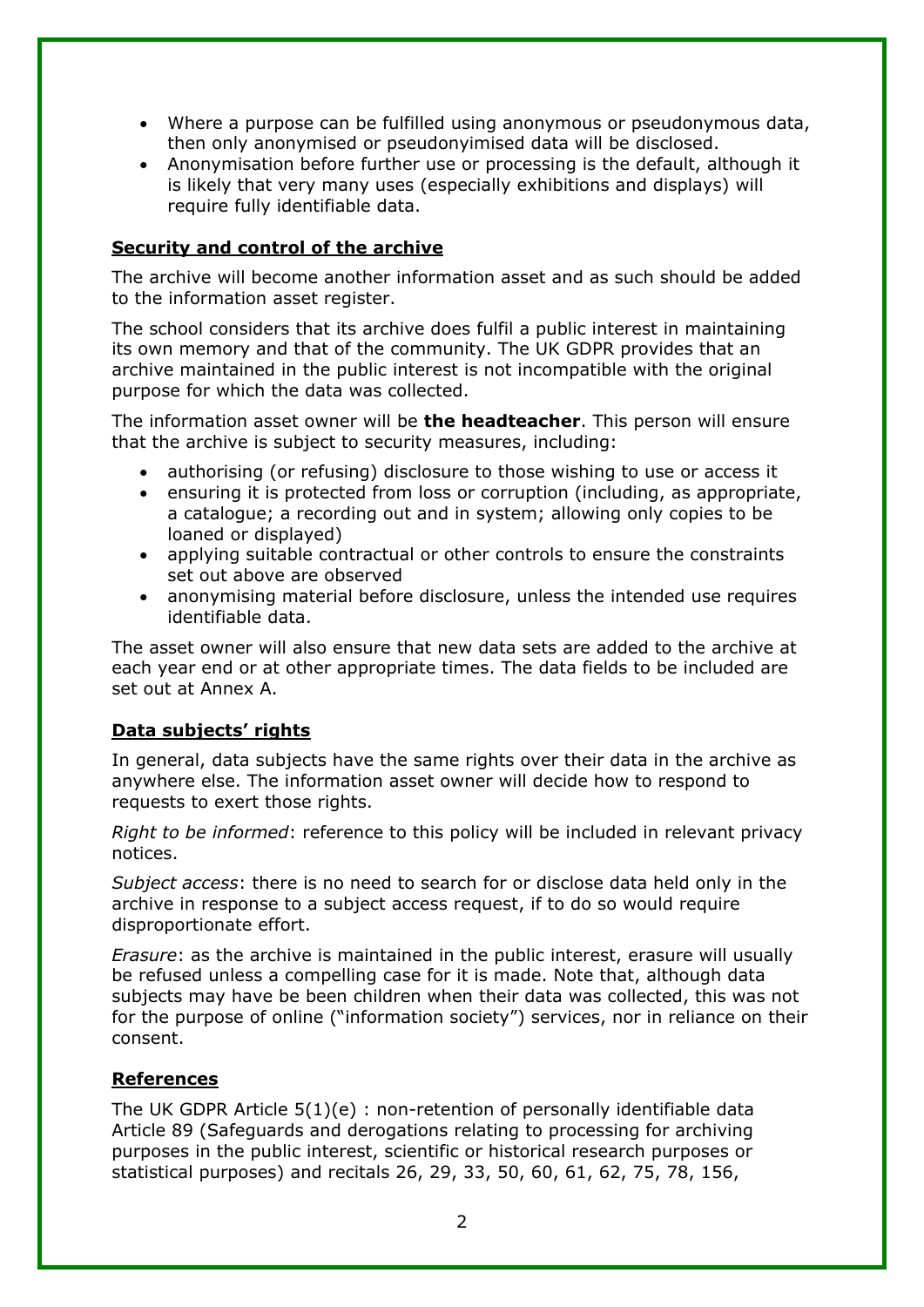- Where a purpose can be fulfilled using anonymous or pseudonymous data, then only anonymised or pseudonyimised data will be disclosed.
- Anonymisation before further use or processing is the default, although it is likely that very many uses (especially exhibitions and displays) will require fully identifiable data.

**Security and control of the archive**

The archive will become another information asset and as such should be added to the information asset register.

The school considers that its archive does fulfil a public interest in maintaining its own memory and that of the community. The UK GDPR provides that an archive maintained in the public interest is not incompatible with the original purpose for which the data was collected.

The information asset owner will be **the headteacher**. This person will ensure that the archive is subject to security measures, including:

- authorising (or refusing) disclosure to those wishing to use or access it
- ensuring it is protected from loss or corruption (including, as appropriate, a catalogue; a recording out and in system; allowing only copies to be loaned or displayed)
- applying suitable contractual or other controls to ensure the constraints set out above are observed
- anonymising material before disclosure, unless the intended use requires identifiable data.

The asset owner will also ensure that new data sets are added to the archive at each year end or at other appropriate times. The data fields to be included are set out at Annex A.

**Data subjects' rights**

In general, data subjects have the same rights over their data in the archive as anywhere else. The information asset owner will decide how to respond to requests to exert those rights.

*Right to be informed*: reference to this policy will be included in relevant privacy notices.

*Subject access*: there is no need to search for or disclose data held only in the archive in response to a subject access request, if to do so would require disproportionate effort.

*Erasure*: as the archive is maintained in the public interest, erasure will usually be refused unless a compelling case for it is made. Note that, although data subjects may have be been children when their data was collected, this was not for the purpose of online ("information society") services, nor in reliance on their consent.

**References**

The UK GDPR Article 5(1)(e) : non-retention of personally identifiable data
Article 89 (Safeguards and derogations relating to processing for archiving purposes in the public interest, scientific or historical research purposes or statistical purposes) and recitals 26, 29, 33, 50, 60, 61, 62, 75, 78, 156,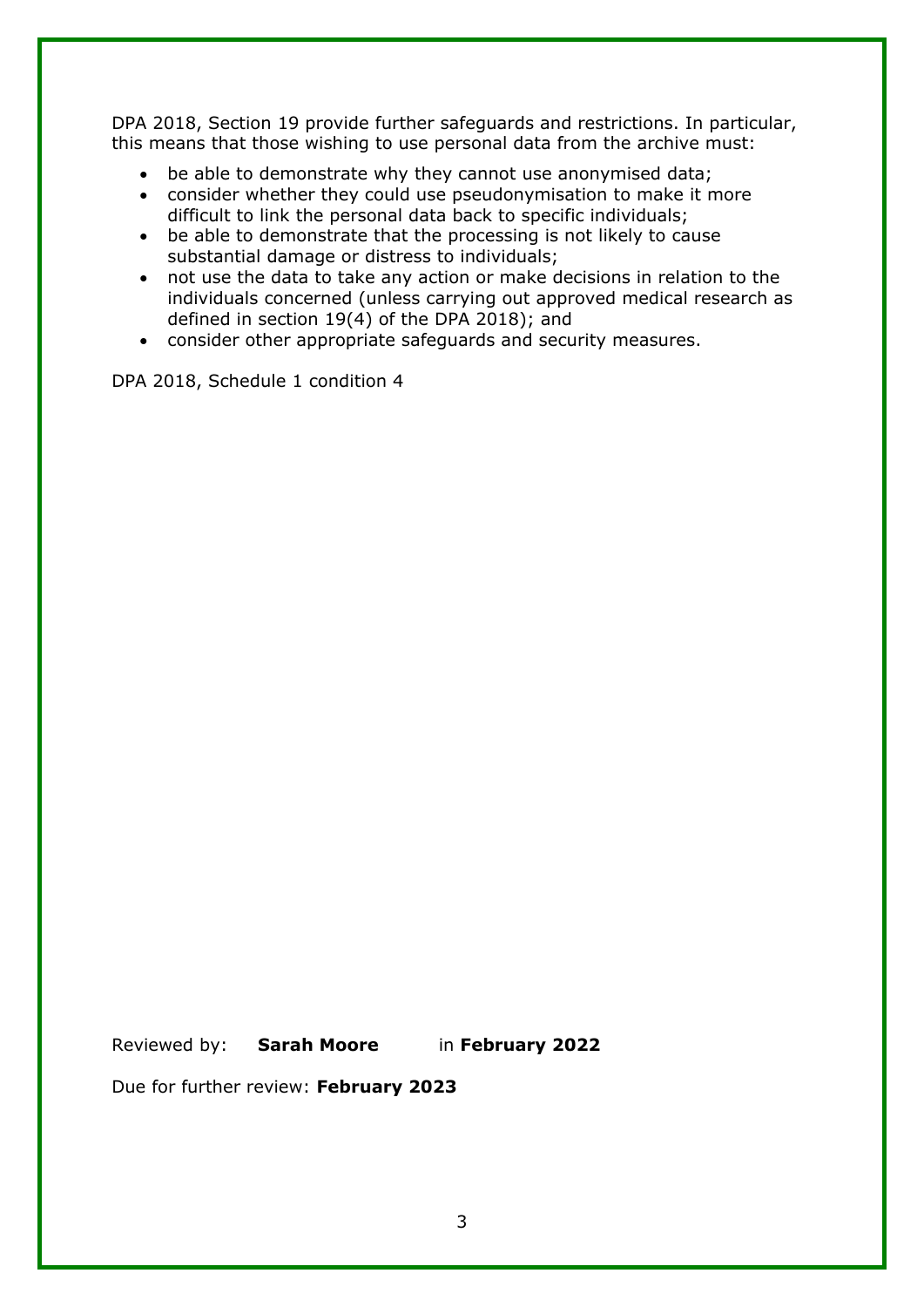DPA 2018, Section 19 provide further safeguards and restrictions. In particular, this means that those wishing to use personal data from the archive must:

- be able to demonstrate why they cannot use anonymised data;
- consider whether they could use pseudonymisation to make it more difficult to link the personal data back to specific individuals;
- be able to demonstrate that the processing is not likely to cause substantial damage or distress to individuals;
- not use the data to take any action or make decisions in relation to the individuals concerned (unless carrying out approved medical research as defined in section 19(4) of the DPA 2018); and
- consider other appropriate safeguards and security measures.

DPA 2018, Schedule 1 condition 4

Reviewed by: **Sarah Moore** in **February 2022**

Due for further review: **February 2023**